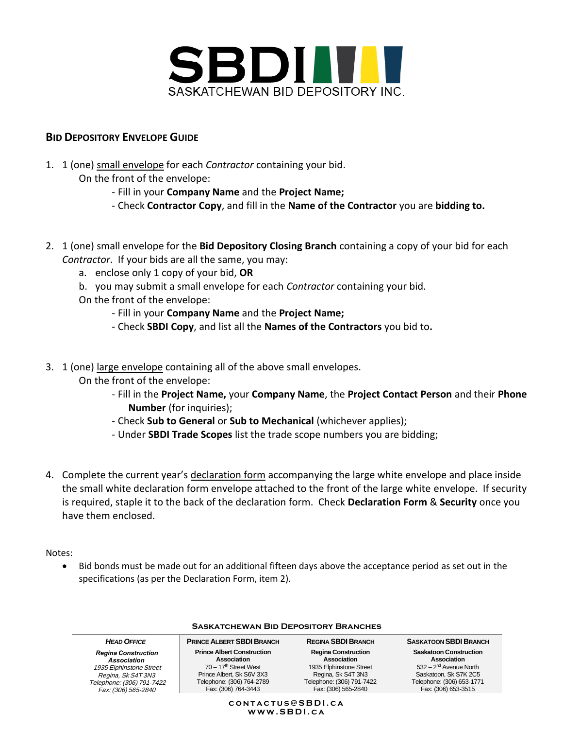# SBDI

SASKATCHEWAN BID DEPOSITORY INC.

## Bid Depository Envelope Guide

1. 1 (one) small envelope for each *Contractor* containing your bid.
   On the front of the envelope:
   - Fill in your **Company Name** and the **Project Name;**
   - Check **Contractor Copy**, and fill in the **Name of the Contractor** you are **bidding to.**

2. 1 (one) small envelope for the **Bid Depository Closing Branch** containing a copy of your bid for each *Contractor*. If your bids are all the same, you may:
   a. enclose only 1 copy of your bid, **OR**
   b. you may submit a small envelope for each *Contractor* containing your bid.

   On the front of the envelope:
   - Fill in your **Company Name** and the **Project Name;**
   - Check **SBDI Copy**, and list all the **Names of the Contractors** you bid to**.**

3. 1 (one) large envelope containing all of the above small envelopes.
   On the front of the envelope:
   - Fill in the **Project Name,** your **Company Name**, the **Project Contact Person** and their **Phone Number** (for inquiries);
   - Check **Sub to General** or **Sub to Mechanical** (whichever applies);
   - Under **SBDI Trade Scopes** list the trade scope numbers you are bidding;

4. Complete the current year's declaration form accompanying the large white envelope and place inside the small white declaration form envelope attached to the front of the large white envelope. If security is required, staple it to the back of the declaration form. Check **Declaration Form** & **Security** once you have them enclosed.

Notes:

- Bid bonds must be made out for an additional fifteen days above the acceptance period as set out in the specifications (as per the Declaration Form, item 2).

**Saskatchewan Bid Depository Branches**

| *Head Office* | Prince Albert SBDI Branch | Regina SBDI Branch | Saskatoon SBDI Branch |
|---|---|---|---|
| ***Regina Construction Association*** | **Prince Albert Construction Association** | **Regina Construction Association** | **Saskatoon Construction Association** |
| *1935 Elphinstone Street* | 70 – 17th Street West | 1935 Elphinstone Street | 532 – 2nd Avenue North |
| *Regina, Sk S4T 3N3* | Prince Albert, Sk S6V 3X3 | Regina, Sk S4T 3N3 | Saskatoon, Sk S7K 2C5 |
| *Telephone: (306) 791-7422* | Telephone: (306) 764-2789 | Telephone: (306) 791-7422 | Telephone: (306) 653-1771 |
| *Fax: (306) 565-2840* | Fax: (306) 764-3443 | Fax: (306) 565-2840 | Fax: (306) 653-3515 |

CONTACTUS@SBDI.CA
WWW.SBDI.CA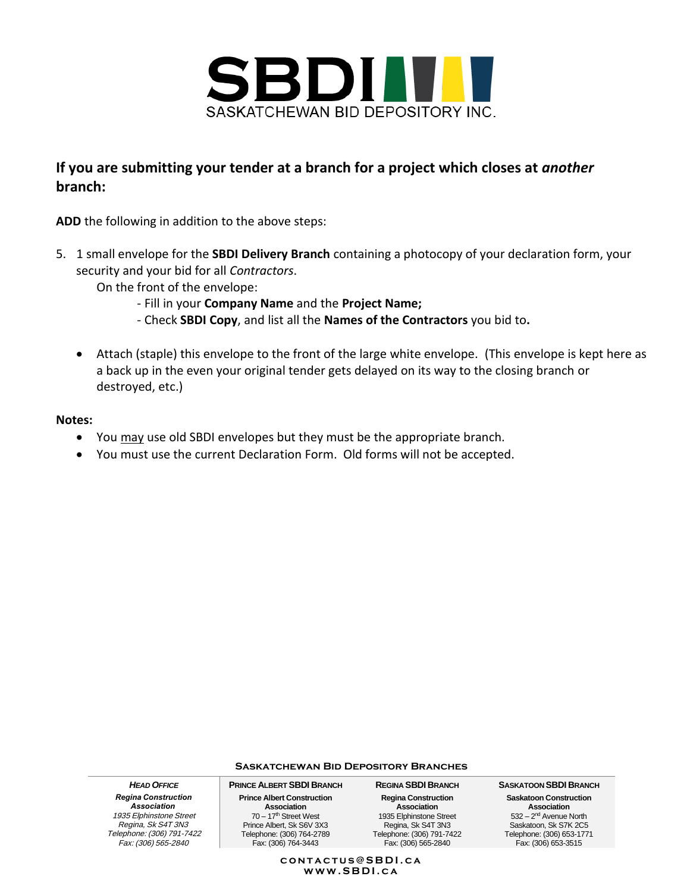# SBDI

SASKATCHEWAN BID DEPOSITORY INC.

## If you are submitting your tender at a branch for a project which closes at *another* branch:

**ADD** the following in addition to the above steps:

5. 1 small envelope for the **SBDI Delivery Branch** containing a photocopy of your declaration form, your security and your bid for all *Contractors*.

   On the front of the envelope:
   - Fill in your **Company Name** and the **Project Name;**
   - Check **SBDI Copy**, and list all the **Names of the Contractors** you bid to**.**

- Attach (staple) this envelope to the front of the large white envelope. (This envelope is kept here as a back up in the even your original tender gets delayed on its way to the closing branch or destroyed, etc.)

**Notes:**

- You may use old SBDI envelopes but they must be the appropriate branch.
- You must use the current Declaration Form. Old forms will not be accepted.

**Saskatchewan Bid Depository Branches**

| Head Office | Prince Albert SBDI Branch | Regina SBDI Branch | Saskatoon SBDI Branch |
|---|---|---|---|
| ***Regina Construction Association*** | **Prince Albert Construction Association** | **Regina Construction Association** | **Saskatoon Construction Association** |
| *1935 Elphinstone Street* | 70 – 17th Street West | 1935 Elphinstone Street | 532 – 2nd Avenue North |
| *Regina, Sk S4T 3N3* | Prince Albert, Sk S6V 3X3 | Regina, Sk S4T 3N3 | Saskatoon, Sk S7K 2C5 |
| *Telephone: (306) 791-7422* | Telephone: (306) 764-2789 | Telephone: (306) 791-7422 | Telephone: (306) 653-1771 |
| *Fax: (306) 565-2840* | Fax: (306) 764-3443 | Fax: (306) 565-2840 | Fax: (306) 653-3515 |

CONTACTUS@SBDI.CA

WWW.SBDI.CA